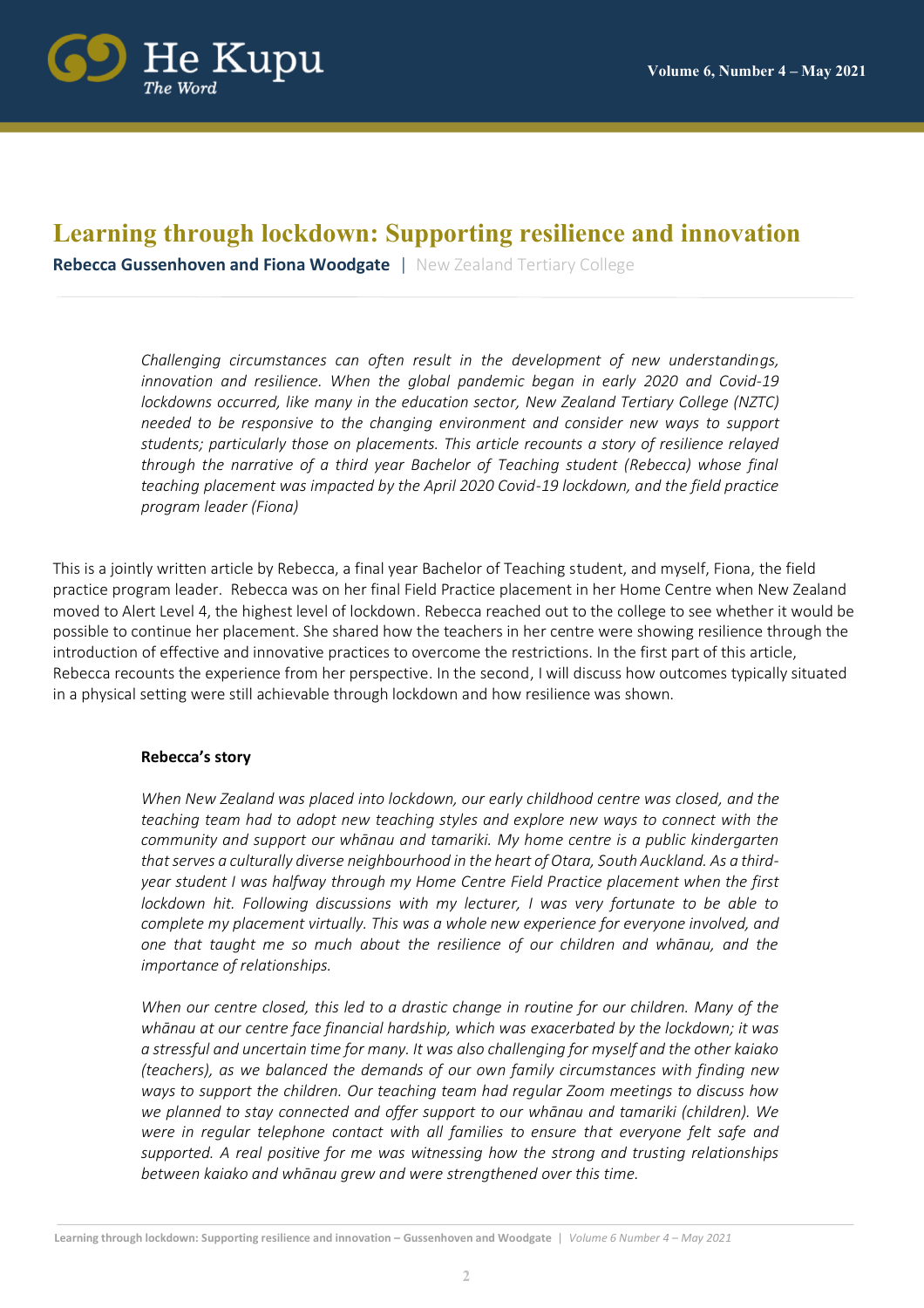# Learning through lockdown: Supporting resilience and innovation

**Rebecca Gussenhoven and Fiona Woodgate** | New Zealand Tertiary College

*Challenging circumstances can often result in the development of new understandings, innovation and resilience. When the global pandemic began in early 2020 and Covid-19 lockdowns occurred, like many in the education sector, New Zealand Tertiary College (NZTC) needed to be responsive to the changing environment and consider new ways to support students; particularly those on placements. This article recounts a story of resilience relayed through the narrative of a third year Bachelor of Teaching student (Rebecca) whose final teaching placement was impacted by the April 2020 Covid-19 lockdown, and the field practice program leader (Fiona)*

This is a jointly written article by Rebecca, a final year Bachelor of Teaching student, and myself, Fiona, the field practice program leader. Rebecca was on her final Field Practice placement in her Home Centre when New Zealand moved to Alert Level 4, the highest level of lockdown. Rebecca reached out to the college to see whether it would be possible to continue her placement. She shared how the teachers in her centre were showing resilience through the introduction of effective and innovative practices to overcome the restrictions. In the first part of this article, Rebecca recounts the experience from her perspective. In the second, I will discuss how outcomes typically situated in a physical setting were still achievable through lockdown and how resilience was shown.

**Rebecca's story**

*When New Zealand was placed into lockdown, our early childhood centre was closed, and the teaching team had to adopt new teaching styles and explore new ways to connect with the community and support our whānau and tamariki. My home centre is a public kindergarten that serves a culturally diverse neighbourhood in the heart of Otara, South Auckland. As a third-year student I was halfway through my Home Centre Field Practice placement when the first lockdown hit. Following discussions with my lecturer, I was very fortunate to be able to complete my placement virtually. This was a whole new experience for everyone involved, and one that taught me so much about the resilience of our children and whānau, and the importance of relationships.*

*When our centre closed, this led to a drastic change in routine for our children. Many of the whānau at our centre face financial hardship, which was exacerbated by the lockdown; it was a stressful and uncertain time for many. It was also challenging for myself and the other kaiako (teachers), as we balanced the demands of our own family circumstances with finding new ways to support the children. Our teaching team had regular Zoom meetings to discuss how we planned to stay connected and offer support to our whānau and tamariki (children). We were in regular telephone contact with all families to ensure that everyone felt safe and supported. A real positive for me was witnessing how the strong and trusting relationships between kaiako and whānau grew and were strengthened over this time.*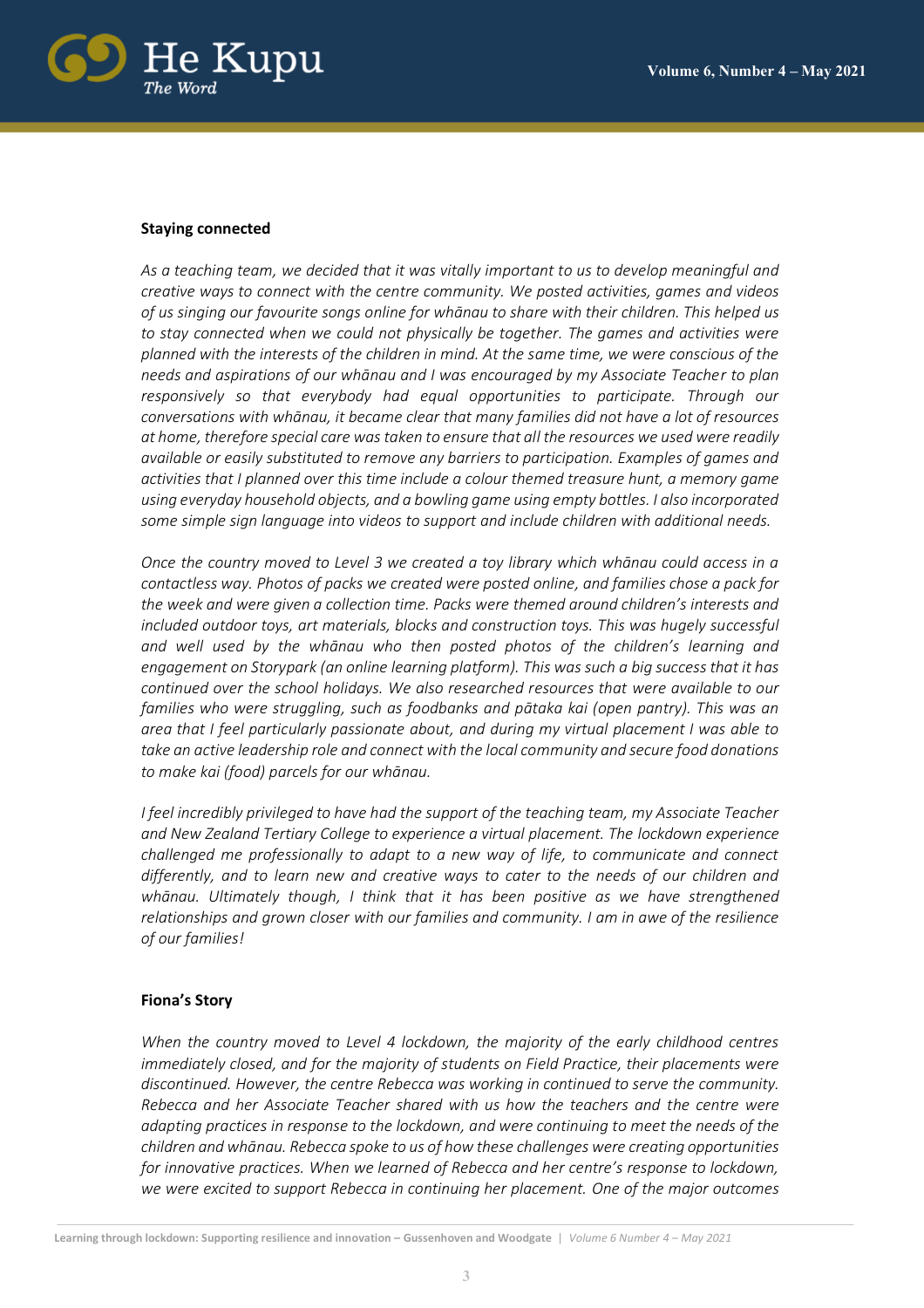**Staying connected**

*As a teaching team, we decided that it was vitally important to us to develop meaningful and creative ways to connect with the centre community. We posted activities, games and videos of us singing our favourite songs online for whānau to share with their children. This helped us to stay connected when we could not physically be together. The games and activities were planned with the interests of the children in mind. At the same time, we were conscious of the needs and aspirations of our whānau and I was encouraged by my Associate Teacher to plan responsively so that everybody had equal opportunities to participate. Through our conversations with whānau, it became clear that many families did not have a lot of resources at home, therefore special care was taken to ensure that all the resources we used were readily available or easily substituted to remove any barriers to participation. Examples of games and activities that I planned over this time include a colour themed treasure hunt, a memory game using everyday household objects, and a bowling game using empty bottles. I also incorporated some simple sign language into videos to support and include children with additional needs.*

*Once the country moved to Level 3 we created a toy library which whānau could access in a contactless way. Photos of packs we created were posted online, and families chose a pack for the week and were given a collection time. Packs were themed around children's interests and included outdoor toys, art materials, blocks and construction toys. This was hugely successful and well used by the whānau who then posted photos of the children's learning and engagement on Storypark (an online learning platform). This was such a big success that it has continued over the school holidays. We also researched resources that were available to our families who were struggling, such as foodbanks and pātaka kai (open pantry). This was an area that I feel particularly passionate about, and during my virtual placement I was able to take an active leadership role and connect with the local community and secure food donations to make kai (food) parcels for our whānau.*

*I feel incredibly privileged to have had the support of the teaching team, my Associate Teacher and New Zealand Tertiary College to experience a virtual placement. The lockdown experience challenged me professionally to adapt to a new way of life, to communicate and connect differently, and to learn new and creative ways to cater to the needs of our children and whānau. Ultimately though, I think that it has been positive as we have strengthened relationships and grown closer with our families and community. I am in awe of the resilience of our families!*

**Fiona's Story**

*When the country moved to Level 4 lockdown, the majority of the early childhood centres immediately closed, and for the majority of students on Field Practice, their placements were discontinued. However, the centre Rebecca was working in continued to serve the community. Rebecca and her Associate Teacher shared with us how the teachers and the centre were adapting practices in response to the lockdown, and were continuing to meet the needs of the children and whānau. Rebecca spoke to us of how these challenges were creating opportunities for innovative practices. When we learned of Rebecca and her centre's response to lockdown, we were excited to support Rebecca in continuing her placement. One of the major outcomes*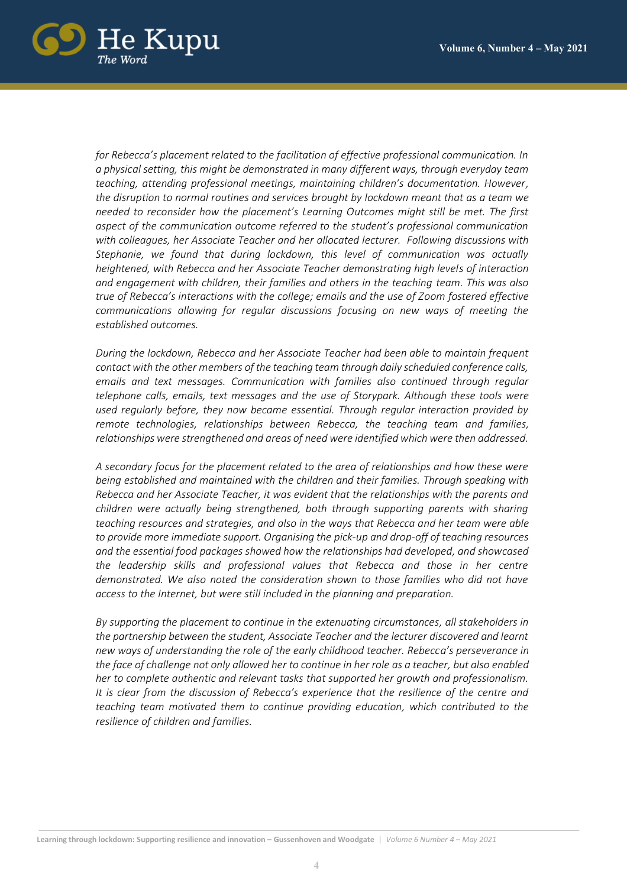*for Rebecca's placement related to the facilitation of effective professional communication. In a physical setting, this might be demonstrated in many different ways, through everyday team teaching, attending professional meetings, maintaining children's documentation. However, the disruption to normal routines and services brought by lockdown meant that as a team we needed to reconsider how the placement's Learning Outcomes might still be met. The first aspect of the communication outcome referred to the student's professional communication with colleagues, her Associate Teacher and her allocated lecturer. Following discussions with Stephanie, we found that during lockdown, this level of communication was actually heightened, with Rebecca and her Associate Teacher demonstrating high levels of interaction and engagement with children, their families and others in the teaching team. This was also true of Rebecca's interactions with the college; emails and the use of Zoom fostered effective communications allowing for regular discussions focusing on new ways of meeting the established outcomes.*

*During the lockdown, Rebecca and her Associate Teacher had been able to maintain frequent contact with the other members of the teaching team through daily scheduled conference calls, emails and text messages. Communication with families also continued through regular telephone calls, emails, text messages and the use of Storypark. Although these tools were used regularly before, they now became essential. Through regular interaction provided by remote technologies, relationships between Rebecca, the teaching team and families, relationships were strengthened and areas of need were identified which were then addressed.*

*A secondary focus for the placement related to the area of relationships and how these were being established and maintained with the children and their families. Through speaking with Rebecca and her Associate Teacher, it was evident that the relationships with the parents and children were actually being strengthened, both through supporting parents with sharing teaching resources and strategies, and also in the ways that Rebecca and her team were able to provide more immediate support. Organising the pick-up and drop-off of teaching resources and the essential food packages showed how the relationships had developed, and showcased the leadership skills and professional values that Rebecca and those in her centre demonstrated. We also noted the consideration shown to those families who did not have access to the Internet, but were still included in the planning and preparation.*

*By supporting the placement to continue in the extenuating circumstances, all stakeholders in the partnership between the student, Associate Teacher and the lecturer discovered and learnt new ways of understanding the role of the early childhood teacher. Rebecca's perseverance in the face of challenge not only allowed her to continue in her role as a teacher, but also enabled her to complete authentic and relevant tasks that supported her growth and professionalism. It is clear from the discussion of Rebecca's experience that the resilience of the centre and teaching team motivated them to continue providing education, which contributed to the resilience of children and families.*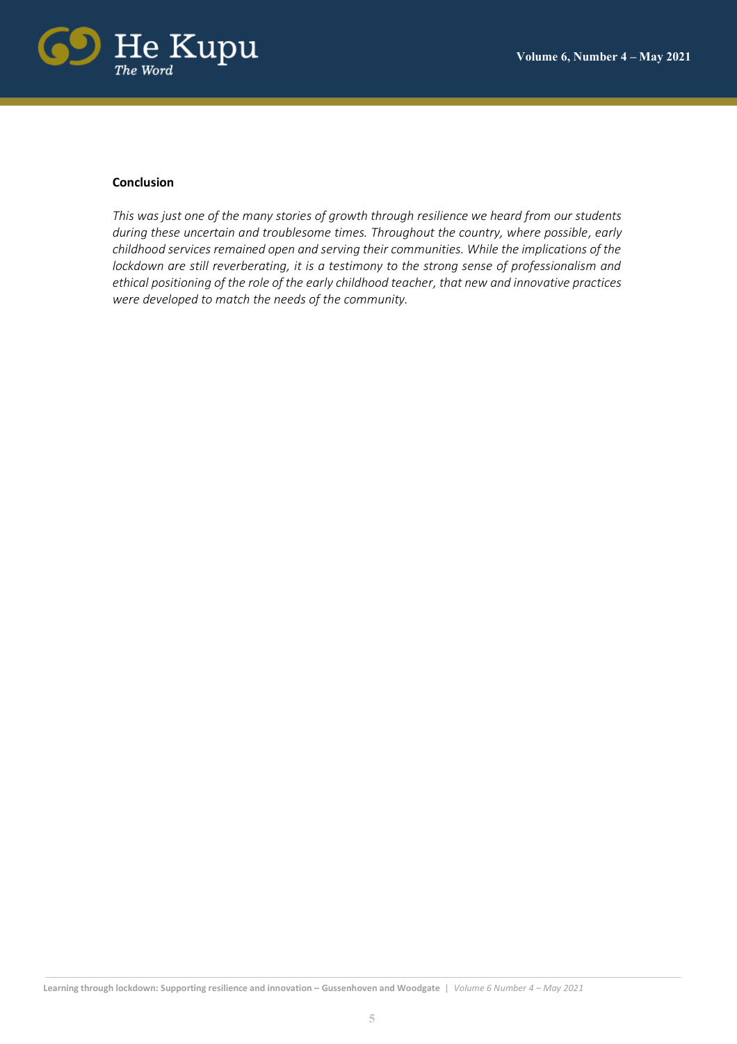**Conclusion**

*This was just one of the many stories of growth through resilience we heard from our students during these uncertain and troublesome times. Throughout the country, where possible, early childhood services remained open and serving their communities. While the implications of the lockdown are still reverberating, it is a testimony to the strong sense of professionalism and ethical positioning of the role of the early childhood teacher, that new and innovative practices were developed to match the needs of the community.*